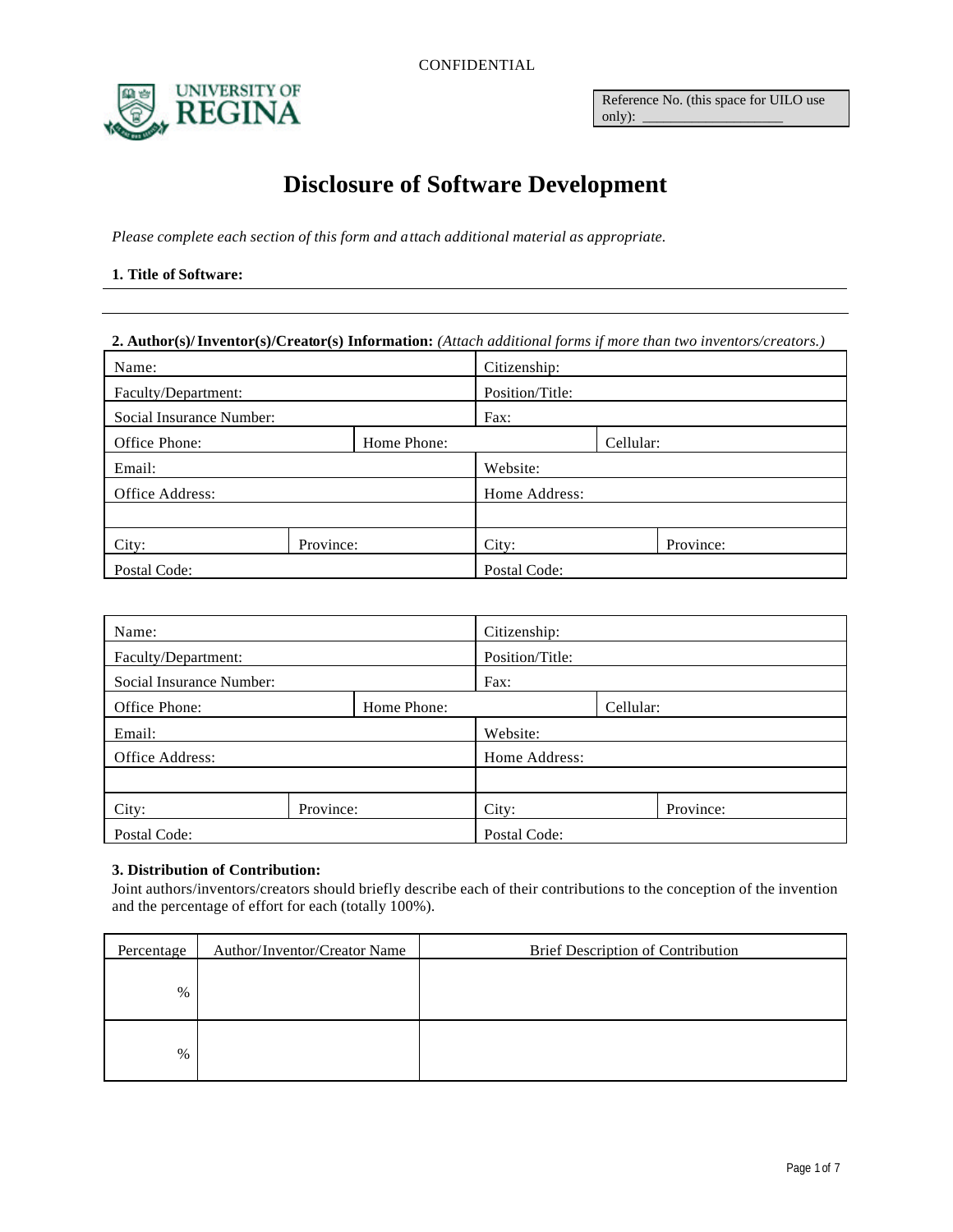CONFIDENTIAL

UNIVERSITY OF REGINA

Reference No. (this space for UILO use only): ____________________

# Disclosure of Software Development

*Please complete each section of this form and attach additional material as appropriate.*

**1. Title of Software:**

---

---

**2. Author(s)/ Inventor(s)/Creator(s) Information:** *(Attach additional forms if more than two inventors/creators.)*

| Name: | | Citizenship: | |
|---|---|---|---|
| Faculty/Department: | | Position/Title: | |
| Social Insurance Number: | | Fax: | |
| Office Phone: | Home Phone: | | Cellular: |
| Email: | | Website: | |
| Office Address: | | Home Address: | |
| | | | |
| City: | Province: | City: | Province: |
| Postal Code: | | Postal Code: | |

| Name: | | Citizenship: | |
|---|---|---|---|
| Faculty/Department: | | Position/Title: | |
| Social Insurance Number: | | Fax: | |
| Office Phone: | Home Phone: | | Cellular: |
| Email: | | Website: | |
| Office Address: | | Home Address: | |
| | | | |
| City: | Province: | City: | Province: |
| Postal Code: | | Postal Code: | |

**3. Distribution of Contribution:**

Joint authors/inventors/creators should briefly describe each of their contributions to the conception of the invention and the percentage of effort for each (totally 100%).

| Percentage | Author/Inventor/Creator Name | Brief Description of Contribution |
|---|---|---|
| % | | |
| % | | |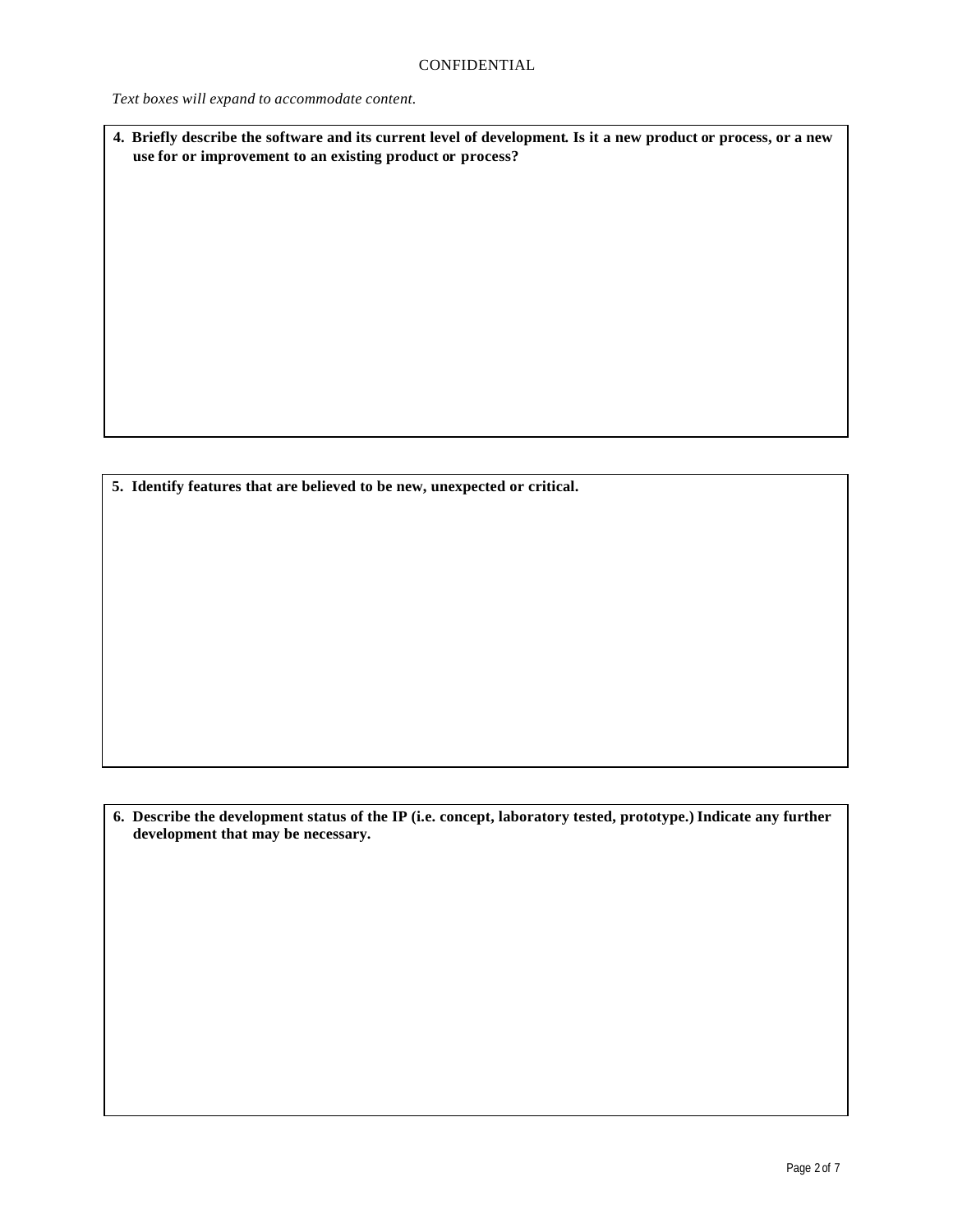CONFIDENTIAL

*Text boxes will expand to accommodate content.*

**4. Briefly describe the software and its current level of development. Is it a new product or process, or a new use for or improvement to an existing product or process?**

**5. Identify features that are believed to be new, unexpected or critical.**

**6. Describe the development status of the IP (i.e. concept, laboratory tested, prototype.) Indicate any further development that may be necessary.**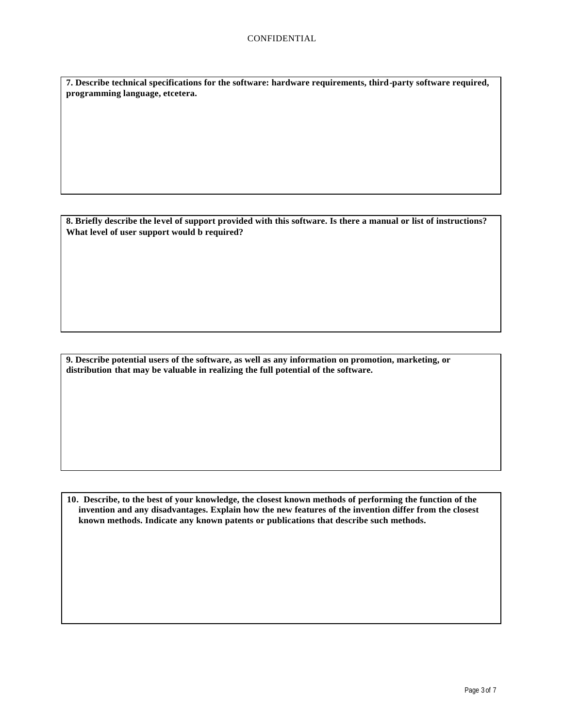**7. Describe technical specifications for the software: hardware requirements, third-party software required, programming language, etcetera.**

**8. Briefly describe the level of support provided with this software. Is there a manual or list of instructions? What level of user support would b required?**

**9. Describe potential users of the software, as well as any information on promotion, marketing, or distribution that may be valuable in realizing the full potential of the software.**

**10. Describe, to the best of your knowledge, the closest known methods of performing the function of the invention and any disadvantages. Explain how the new features of the invention differ from the closest known methods. Indicate any known patents or publications that describe such methods.**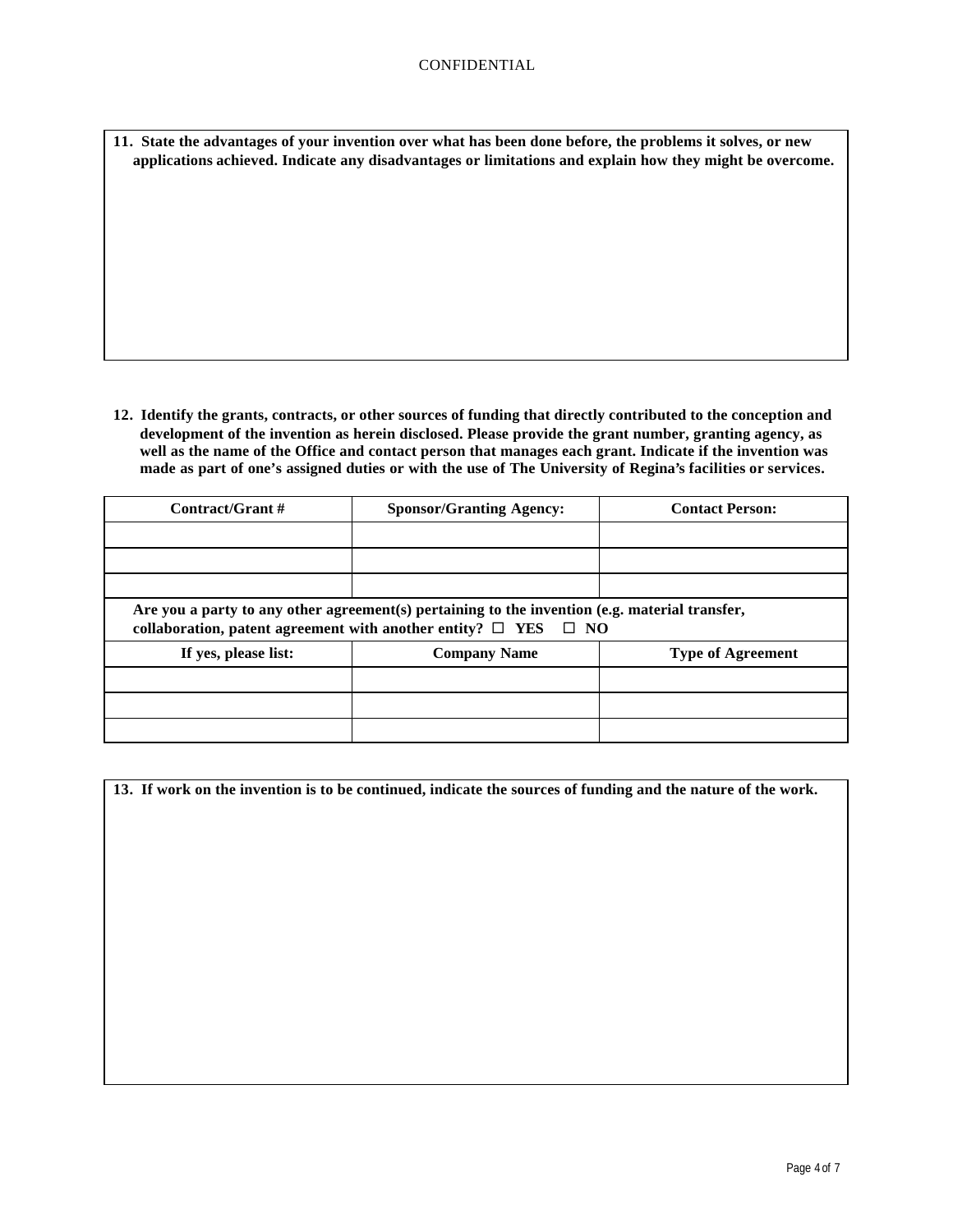**11. State the advantages of your invention over what has been done before, the problems it solves, or new applications achieved. Indicate any disadvantages or limitations and explain how they might be overcome.**

**12. Identify the grants, contracts, or other sources of funding that directly contributed to the conception and development of the invention as herein disclosed. Please provide the grant number, granting agency, as well as the name of the Office and contact person that manages each grant. Indicate if the invention was made as part of one's assigned duties or with the use of The University of Regina's facilities or services.**

| Contract/Grant # | Sponsor/Granting Agency: | Contact Person: |
|---|---|---|
| | | |
| | | |
| | | |
| **Are you a party to any other agreement(s) pertaining to the invention (e.g. material transfer, collaboration, patent agreement with another entity? ☐ YES ☐ NO** | | |
| **If yes, please list:** | **Company Name** | **Type of Agreement** |
| | | |
| | | |
| | | |

**13. If work on the invention is to be continued, indicate the sources of funding and the nature of the work.**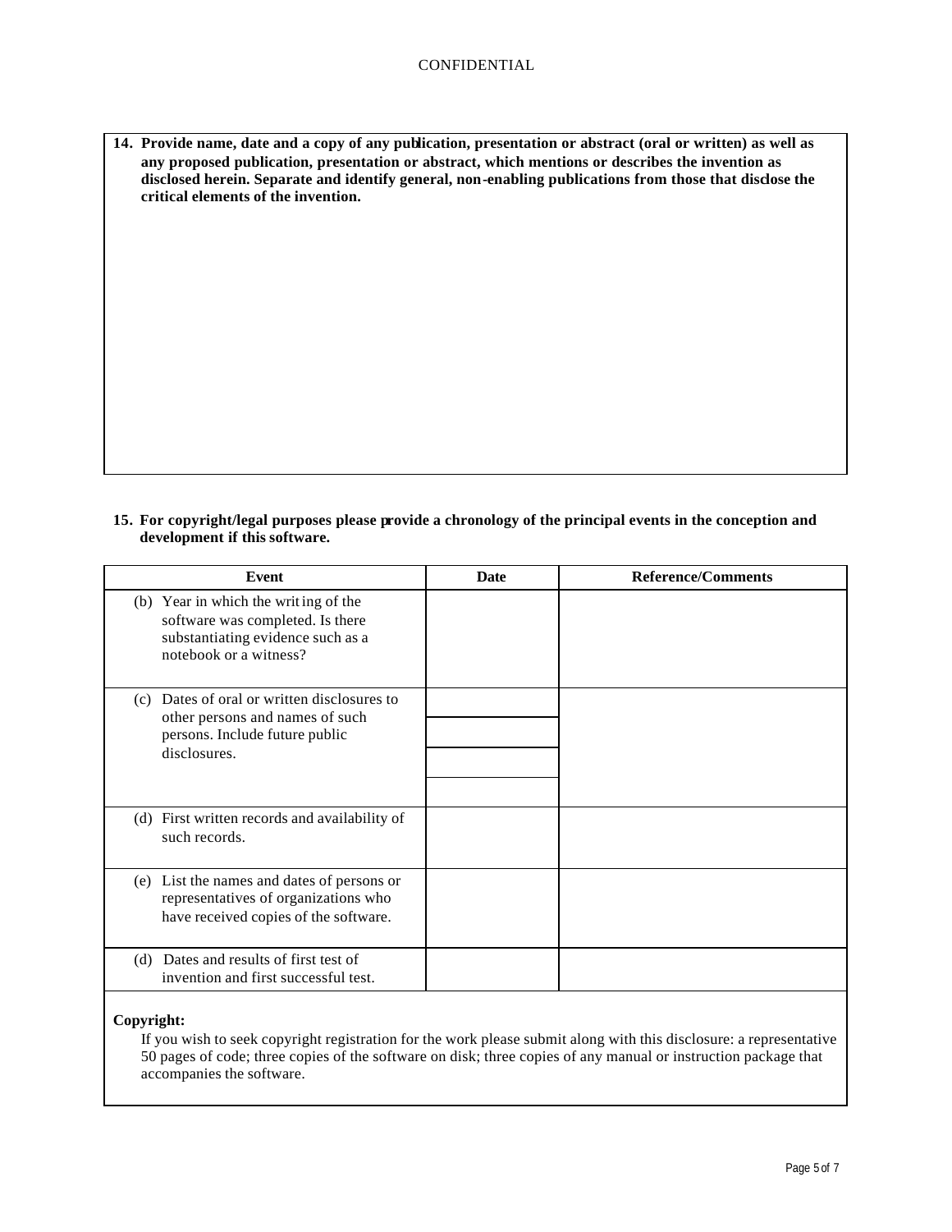**14. Provide name, date and a copy of any publication, presentation or abstract (oral or written) as well as any proposed publication, presentation or abstract, which mentions or describes the invention as disclosed herein. Separate and identify general, non-enabling publications from those that disclose the critical elements of the invention.**

**15. For copyright/legal purposes please provide a chronology of the principal events in the conception and development if this software.**

| Event | Date | Reference/Comments |
|---|---|---|
| (b) Year in which the writing of the software was completed. Is there substantiating evidence such as a notebook or a witness? | | |
| (c) Dates of oral or written disclosures to other persons and names of such persons. Include future public disclosures. | | |
| | | |
| | | |
| | | |
| (d) First written records and availability of such records. | | |
| (e) List the names and dates of persons or representatives of organizations who have received copies of the software. | | |
| (d) Dates and results of first test of invention and first successful test. | | |

**Copyright:**

If you wish to seek copyright registration for the work please submit along with this disclosure: a representative 50 pages of code; three copies of the software on disk; three copies of any manual or instruction package that accompanies the software.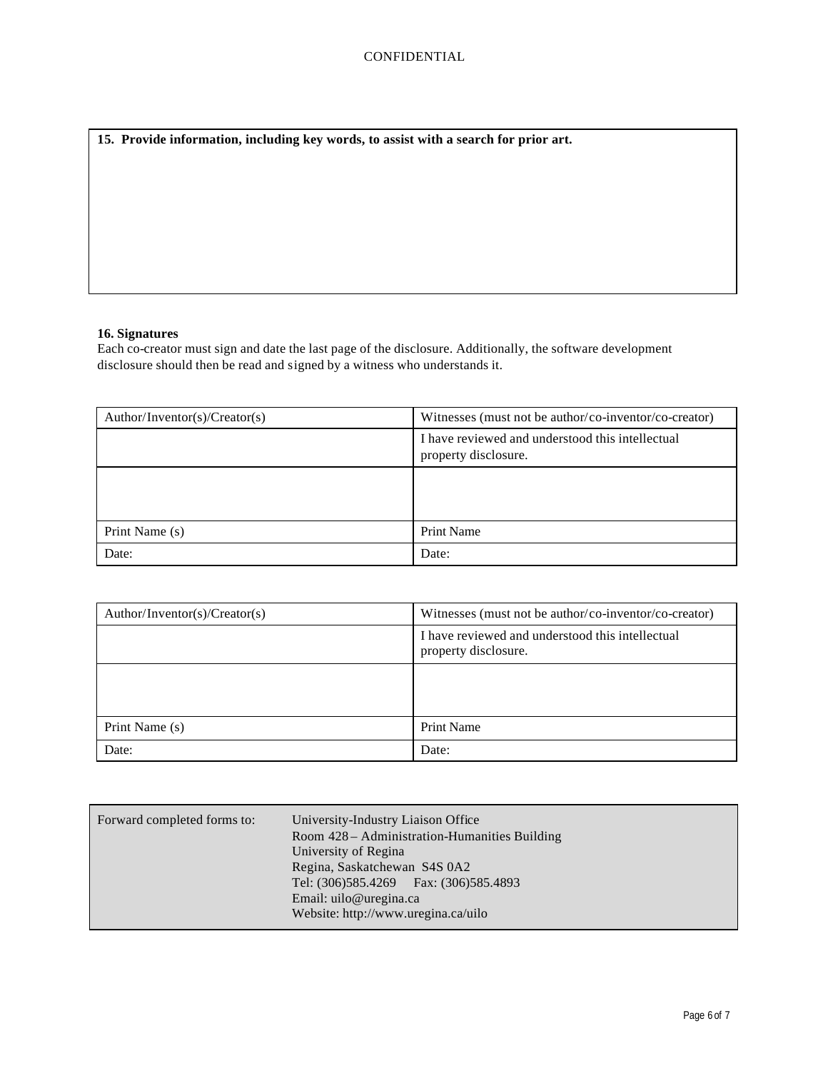**15. Provide information, including key words, to assist with a search for prior art.**

**16. Signatures**

Each co-creator must sign and date the last page of the disclosure. Additionally, the software development disclosure should then be read and signed by a witness who understands it.

| Author/Inventor(s)/Creator(s) | Witnesses (must not be author/co-inventor/co-creator) |
| --- | --- |
| | I have reviewed and understood this intellectual property disclosure. |
| | |
| Print Name (s) | Print Name |
| Date: | Date: |

| Author/Inventor(s)/Creator(s) | Witnesses (must not be author/co-inventor/co-creator) |
| --- | --- |
| | I have reviewed and understood this intellectual property disclosure. |
| | |
| Print Name (s) | Print Name |
| Date: | Date: |

| Forward completed forms to: | University-Industry Liaison Office<br>Room 428 – Administration-Humanities Building<br>University of Regina<br>Regina, Saskatchewan S4S 0A2<br>Tel: (306)585.4269 Fax: (306)585.4893<br>Email: uilo@uregina.ca<br>Website: http://www.uregina.ca/uilo |
| --- | --- |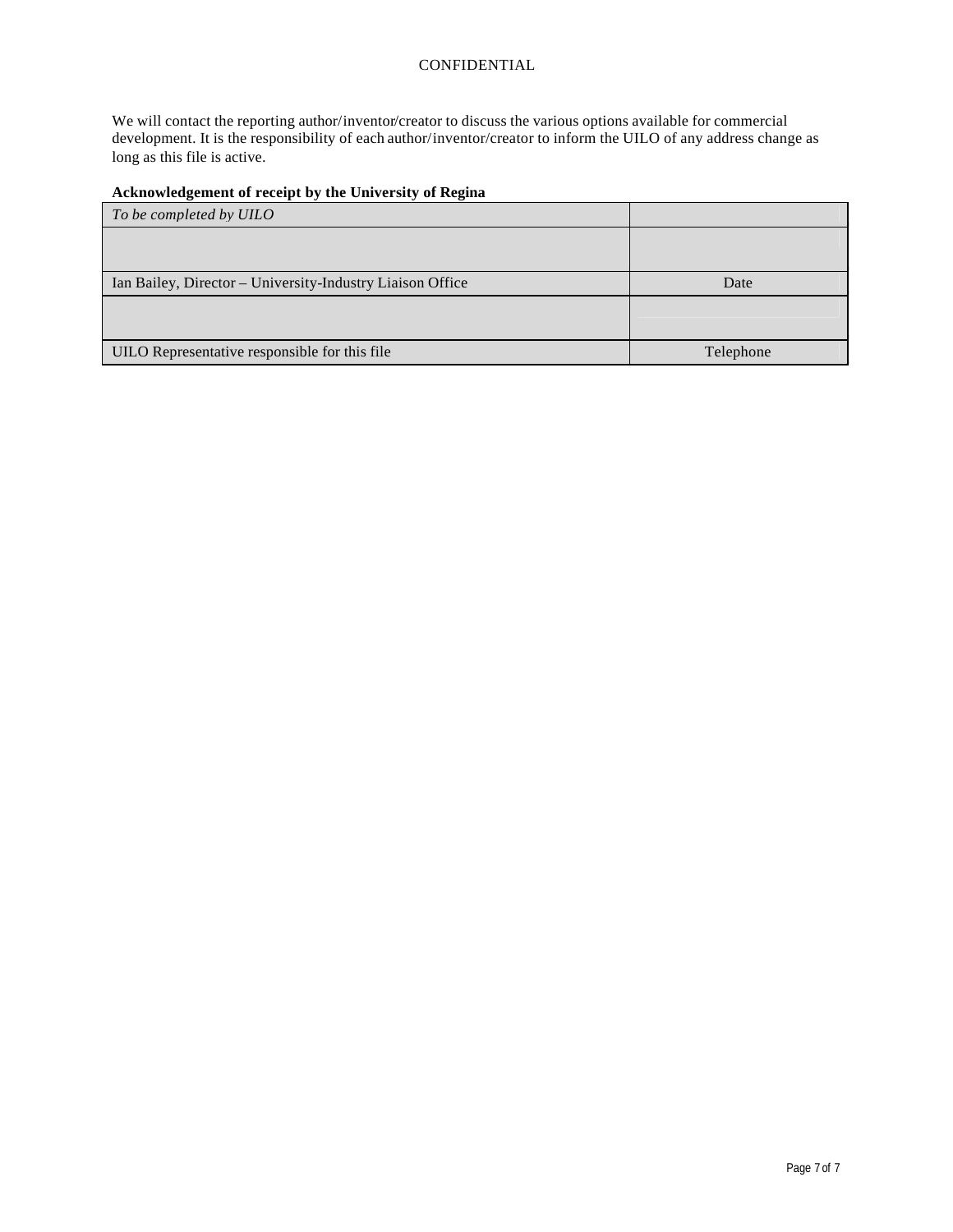We will contact the reporting author/inventor/creator to discuss the various options available for commercial development. It is the responsibility of each author/inventor/creator to inform the UILO of any address change as long as this file is active.

**Acknowledgement of receipt by the University of Regina**

| | |
|---|---|
| *To be completed by UILO* | |
| | |
| Ian Bailey, Director – University-Industry Liaison Office | Date |
| | |
| UILO Representative responsible for this file | Telephone |